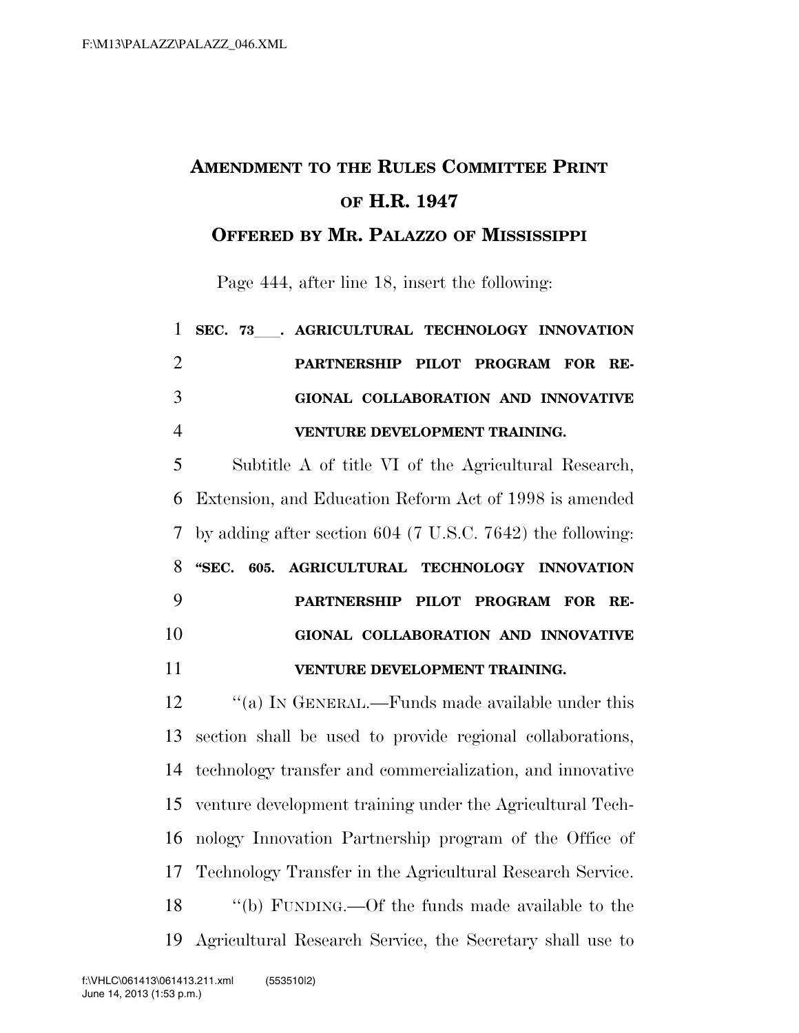# AMENDMENT TO THE RULES COMMITTEE PRINT OF H.R. 1947

## OFFERED BY MR. PALAZZO OF MISSISSIPPI

Page 444, after line 18, insert the following:

**SEC. 73\_\_\_. AGRICULTURAL TECHNOLOGY INNOVATION PARTNERSHIP PILOT PROGRAM FOR REGIONAL COLLABORATION AND INNOVATIVE VENTURE DEVELOPMENT TRAINING.**

Subtitle A of title VI of the Agricultural Research, Extension, and Education Reform Act of 1998 is amended by adding after section 604 (7 U.S.C. 7642) the following:

**"SEC. 605. AGRICULTURAL TECHNOLOGY INNOVATION PARTNERSHIP PILOT PROGRAM FOR REGIONAL COLLABORATION AND INNOVATIVE VENTURE DEVELOPMENT TRAINING.**

"(a) IN GENERAL.—Funds made available under this section shall be used to provide regional collaborations, technology transfer and commercialization, and innovative venture development training under the Agricultural Technology Innovation Partnership program of the Office of Technology Transfer in the Agricultural Research Service.

"(b) FUNDING.—Of the funds made available to the Agricultural Research Service, the Secretary shall use to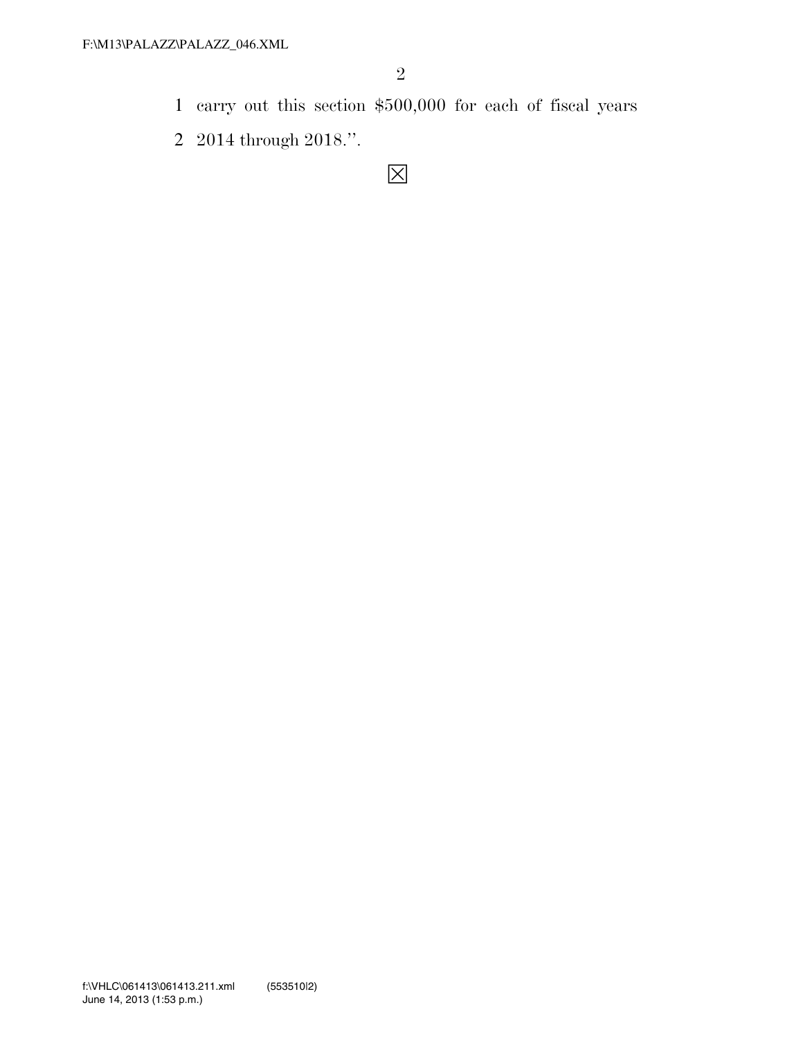carry out this section $500,000 for each of fiscal years 2014 through 2018.''.